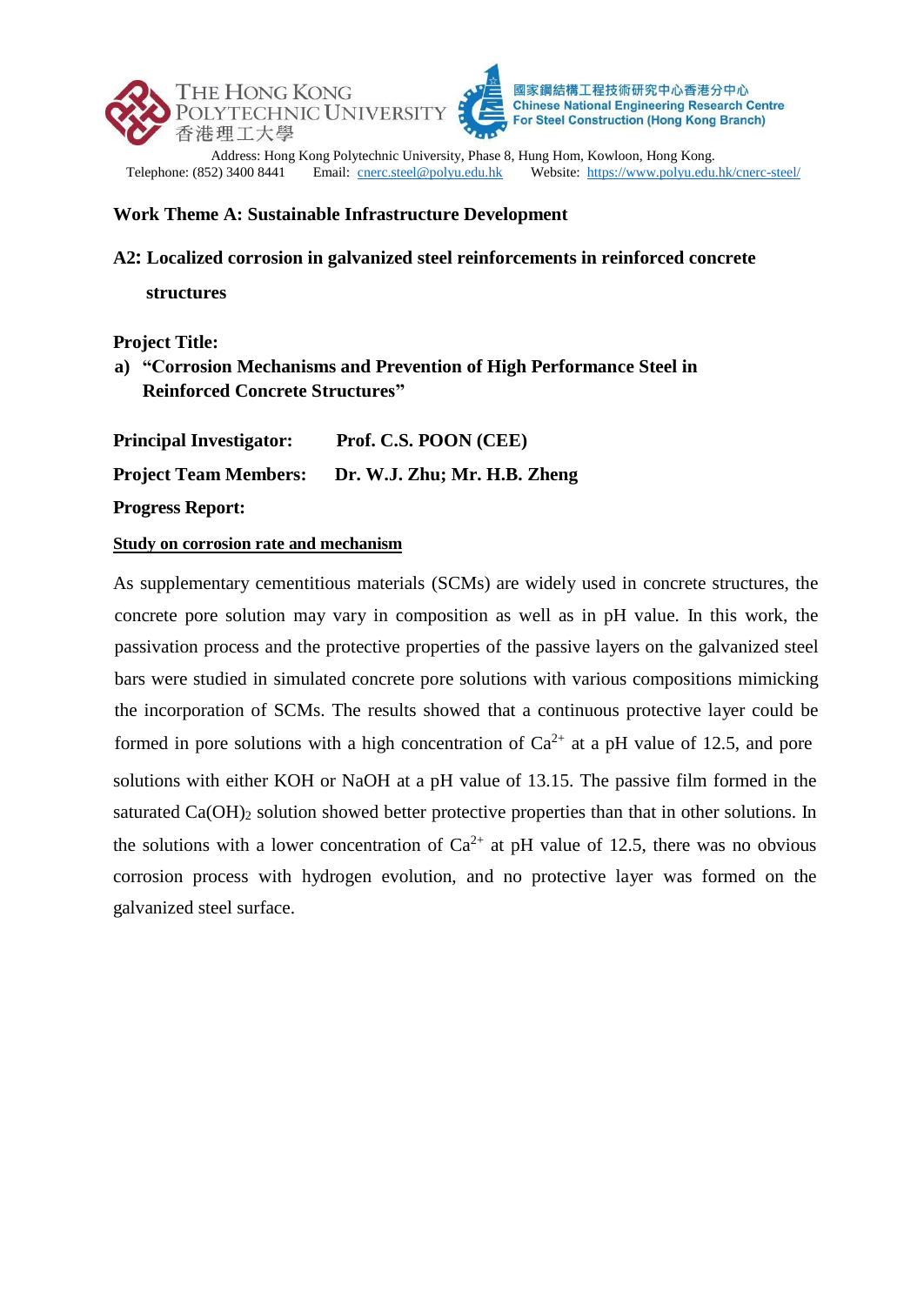THE HONG KONG POLYTECHNIC UNIVERSITY
香港理工大學

國家鋼結構工程技術研究中心香港分中心
Chinese National Engineering Research Centre For Steel Construction (Hong Kong Branch)

Address: Hong Kong Polytechnic University, Phase 8, Hung Hom, Kowloon, Hong Kong.
Telephone: (852) 3400 8441 Email: cnerc.steel@polyu.edu.hk Website: https://www.polyu.edu.hk/cnerc-steel/

**Work Theme A: Sustainable Infrastructure Development**

**A2: Localized corrosion in galvanized steel reinforcements in reinforced concrete structures**

**Project Title:**

**a) "Corrosion Mechanisms and Prevention of High Performance Steel in Reinforced Concrete Structures"**

**Principal Investigator:** **Prof. C.S. POON (CEE)**

**Project Team Members:** **Dr. W.J. Zhu; Mr. H.B. Zheng**

**Progress Report:**

**Study on corrosion rate and mechanism**

As supplementary cementitious materials (SCMs) are widely used in concrete structures, the concrete pore solution may vary in composition as well as in pH value. In this work, the passivation process and the protective properties of the passive layers on the galvanized steel bars were studied in simulated concrete pore solutions with various compositions mimicking the incorporation of SCMs. The results showed that a continuous protective layer could be formed in pore solutions with a high concentration of $Ca^{2+}$ at a pH value of 12.5, and pore solutions with either KOH or NaOH at a pH value of 13.15. The passive film formed in the saturated $Ca(OH)_2$ solution showed better protective properties than that in other solutions. In the solutions with a lower concentration of $Ca^{2+}$ at pH value of 12.5, there was no obvious corrosion process with hydrogen evolution, and no protective layer was formed on the galvanized steel surface.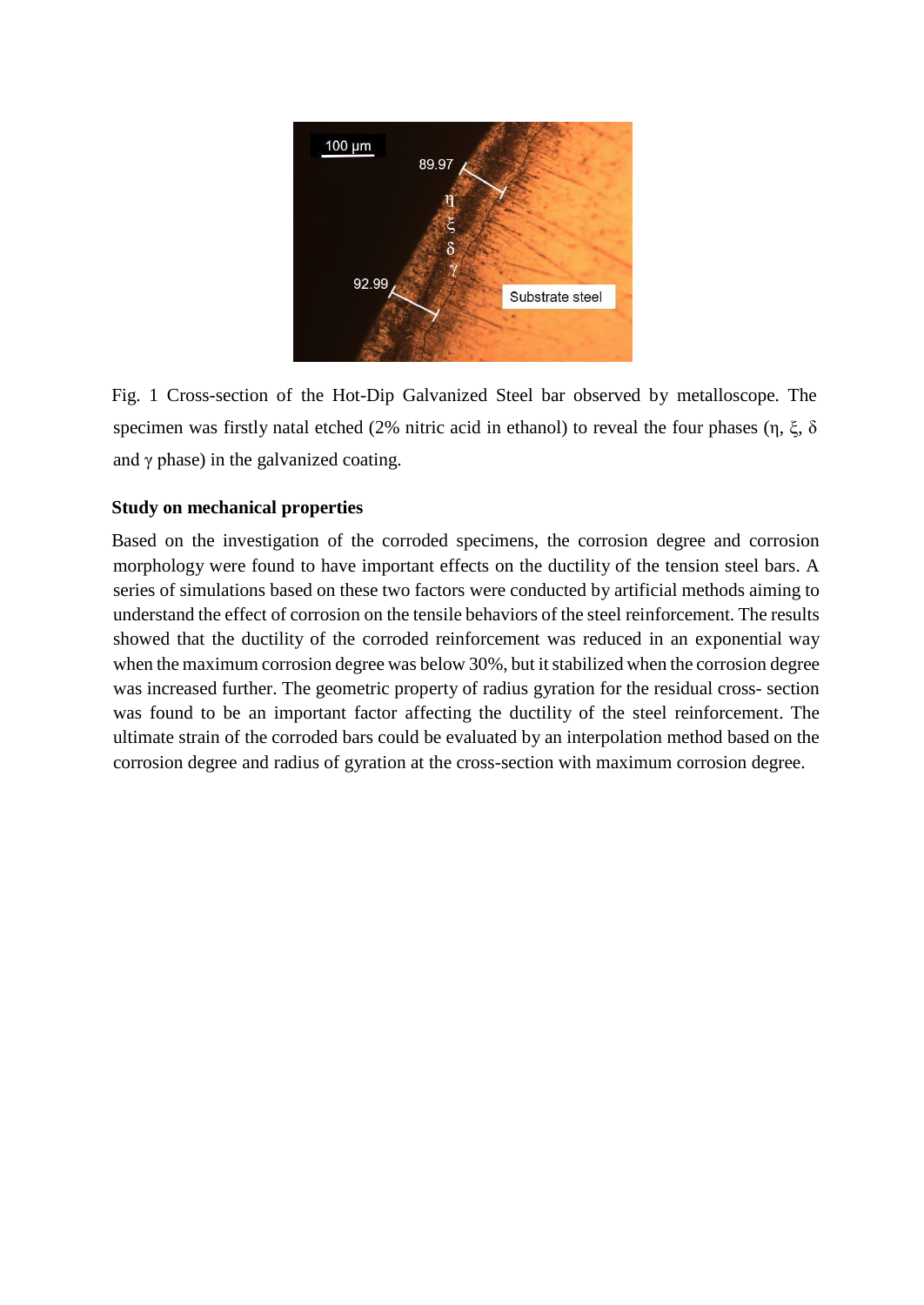Fig. 1 Cross-section of the Hot-Dip Galvanized Steel bar observed by metalloscope. The specimen was firstly natal etched (2% nitric acid in ethanol) to reveal the four phases (η, ξ, δ and γ phase) in the galvanized coating.

**Study on mechanical properties**

Based on the investigation of the corroded specimens, the corrosion degree and corrosion morphology were found to have important effects on the ductility of the tension steel bars. A series of simulations based on these two factors were conducted by artificial methods aiming to understand the effect of corrosion on the tensile behaviors of the steel reinforcement. The results showed that the ductility of the corroded reinforcement was reduced in an exponential way when the maximum corrosion degree was below 30%, but it stabilized when the corrosion degree was increased further. The geometric property of radius gyration for the residual cross- section was found to be an important factor affecting the ductility of the steel reinforcement. The ultimate strain of the corroded bars could be evaluated by an interpolation method based on the corrosion degree and radius of gyration at the cross-section with maximum corrosion degree.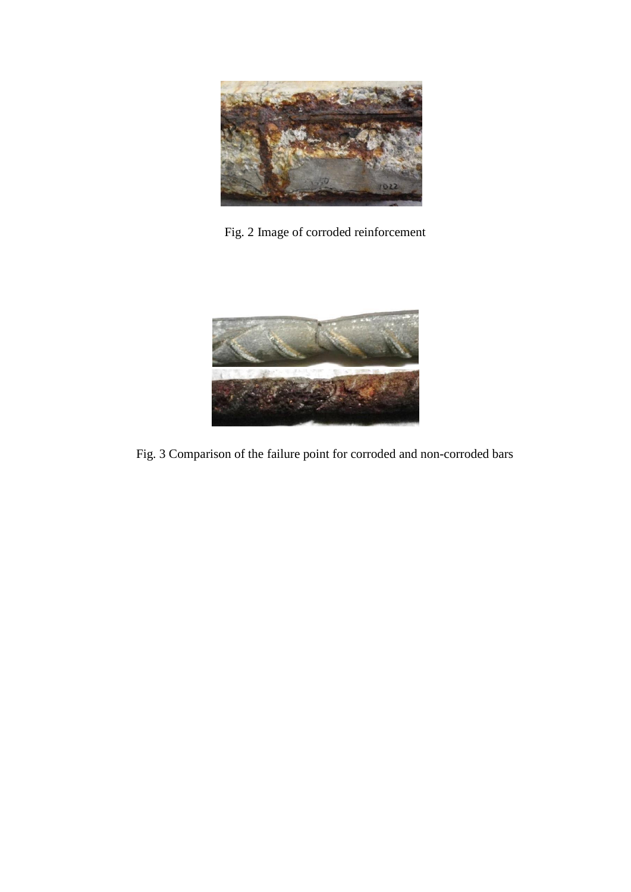Fig. 2 Image of corroded reinforcement

Fig. 3 Comparison of the failure point for corroded and non-corroded bars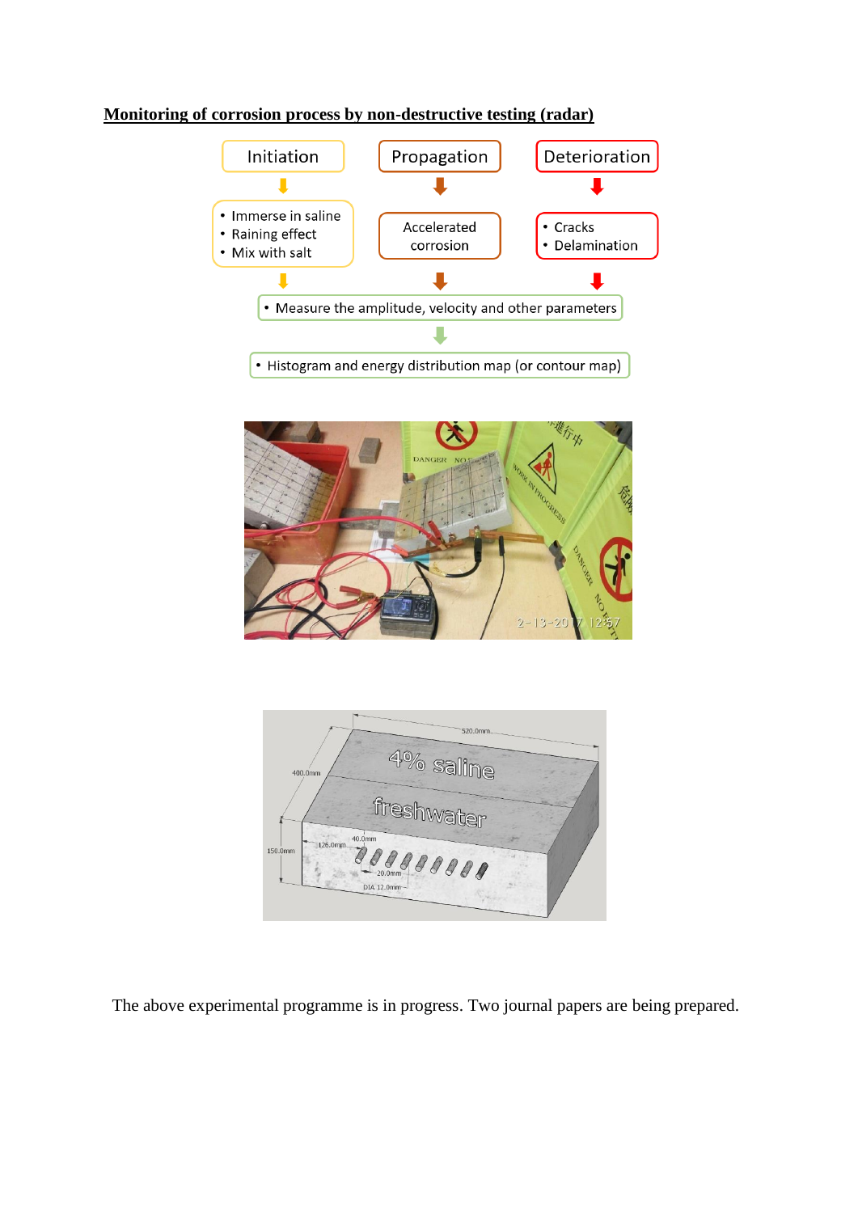**Monitoring of corrosion process by non-destructive testing (radar)**

Initiation

- Immerse in saline
- Raining effect
- Mix with salt

Propagation

Accelerated corrosion

Deterioration

- Cracks
- Delamination

- Measure the amplitude, velocity and other parameters

- Histogram and energy distribution map (or contour map)

2-13-2017 12:57

520.0mm
400.0mm
150.0mm
126.0mm
40.0mm
20.0mm
DIA 12.0mm
4% saline
freshwater

The above experimental programme is in progress. Two journal papers are being prepared.